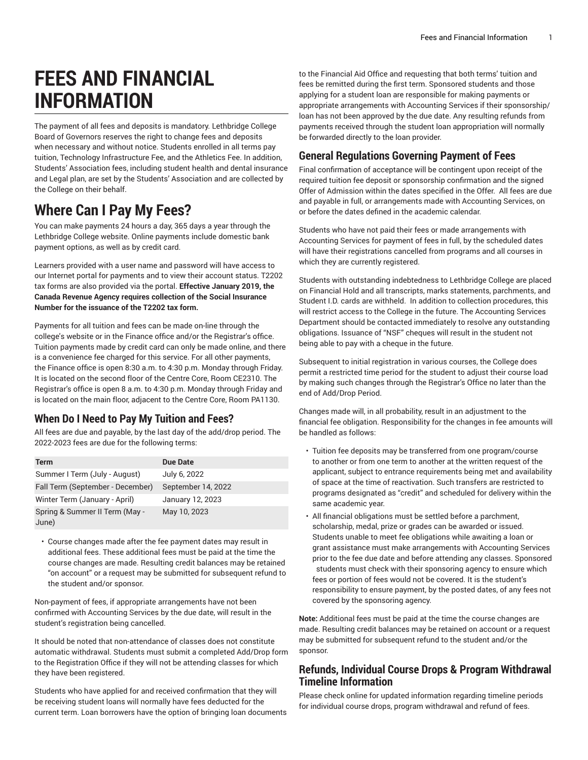# FEES AND FINANCIAL INFORMATION

The payment of all fees and deposits is mandatory. Lethbridge College Board of Governors reserves the right to change fees and deposits when necessary and without notice. Students enrolled in all terms pay tuition, Technology Infrastructure Fee, and the Athletics Fee. In addition, Students' Association fees, including student health and dental insurance and Legal plan, are set by the Students' Association and are collected by the College on their behalf.

## Where Can I Pay My Fees?

You can make payments 24 hours a day, 365 days a year through the Lethbridge College website. Online payments include domestic bank payment options, as well as by credit card.

Learners provided with a user name and password will have access to our Internet portal for payments and to view their account status. T2202 tax forms are also provided via the portal. **Effective January 2019, the Canada Revenue Agency requires collection of the Social Insurance Number for the issuance of the T2202 tax form.**

Payments for all tuition and fees can be made on-line through the college's website or in the Finance office and/or the Registrar's office. Tuition payments made by credit card can only be made online, and there is a convenience fee charged for this service. For all other payments, the Finance office is open 8:30 a.m. to 4:30 p.m. Monday through Friday. It is located on the second floor of the Centre Core, Room CE2310. The Registrar's office is open 8 a.m. to 4:30 p.m. Monday through Friday and is located on the main floor, adjacent to the Centre Core, Room PA1130.

### When Do I Need to Pay My Tuition and Fees?

All fees are due and payable, by the last day of the add/drop period. The 2022-2023 fees are due for the following terms:

| Term | Due Date |
|---|---|
| Summer I Term (July - August) | July 6, 2022 |
| Fall Term (September - December) | September 14, 2022 |
| Winter Term (January - April) | January 12, 2023 |
| Spring & Summer II Term (May - June) | May 10, 2023 |

- Course changes made after the fee payment dates may result in additional fees. These additional fees must be paid at the time the course changes are made. Resulting credit balances may be retained "on account" or a request may be submitted for subsequent refund to the student and/or sponsor.

Non-payment of fees, if appropriate arrangements have not been confirmed with Accounting Services by the due date, will result in the student's registration being cancelled.

It should be noted that non-attendance of classes does not constitute automatic withdrawal. Students must submit a completed Add/Drop form to the Registration Office if they will not be attending classes for which they have been registered.

Students who have applied for and received confirmation that they will be receiving student loans will normally have fees deducted for the current term. Loan borrowers have the option of bringing loan documents to the Financial Aid Office and requesting that both terms' tuition and fees be remitted during the first term. Sponsored students and those applying for a student loan are responsible for making payments or appropriate arrangements with Accounting Services if their sponsorship/loan has not been approved by the due date. Any resulting refunds from payments received through the student loan appropriation will normally be forwarded directly to the loan provider.

### General Regulations Governing Payment of Fees

Final confirmation of acceptance will be contingent upon receipt of the required tuition fee deposit or sponsorship confirmation and the signed Offer of Admission within the dates specified in the Offer. All fees are due and payable in full, or arrangements made with Accounting Services, on or before the dates defined in the academic calendar.

Students who have not paid their fees or made arrangements with Accounting Services for payment of fees in full, by the scheduled dates will have their registrations cancelled from programs and all courses in which they are currently registered.

Students with outstanding indebtedness to Lethbridge College are placed on Financial Hold and all transcripts, marks statements, parchments, and Student I.D. cards are withheld. In addition to collection procedures, this will restrict access to the College in the future. The Accounting Services Department should be contacted immediately to resolve any outstanding obligations. Issuance of "NSF" cheques will result in the student not being able to pay with a cheque in the future.

Subsequent to initial registration in various courses, the College does permit a restricted time period for the student to adjust their course load by making such changes through the Registrar's Office no later than the end of Add/Drop Period.

Changes made will, in all probability, result in an adjustment to the financial fee obligation. Responsibility for the changes in fee amounts will be handled as follows:

- Tuition fee deposits may be transferred from one program/course to another or from one term to another at the written request of the applicant, subject to entrance requirements being met and availability of space at the time of reactivation. Such transfers are restricted to programs designated as "credit" and scheduled for delivery within the same academic year.
- All financial obligations must be settled before a parchment, scholarship, medal, prize or grades can be awarded or issued. Students unable to meet fee obligations while awaiting a loan or grant assistance must make arrangements with Accounting Services prior to the fee due date and before attending any classes. Sponsored students must check with their sponsoring agency to ensure which fees or portion of fees would not be covered. It is the student's responsibility to ensure payment, by the posted dates, of any fees not covered by the sponsoring agency.

**Note:** Additional fees must be paid at the time the course changes are made. Resulting credit balances may be retained on account or a request may be submitted for subsequent refund to the student and/or the sponsor.

### Refunds, Individual Course Drops & Program Withdrawal Timeline Information

Please check online for updated information regarding timeline periods for individual course drops, program withdrawal and refund of fees.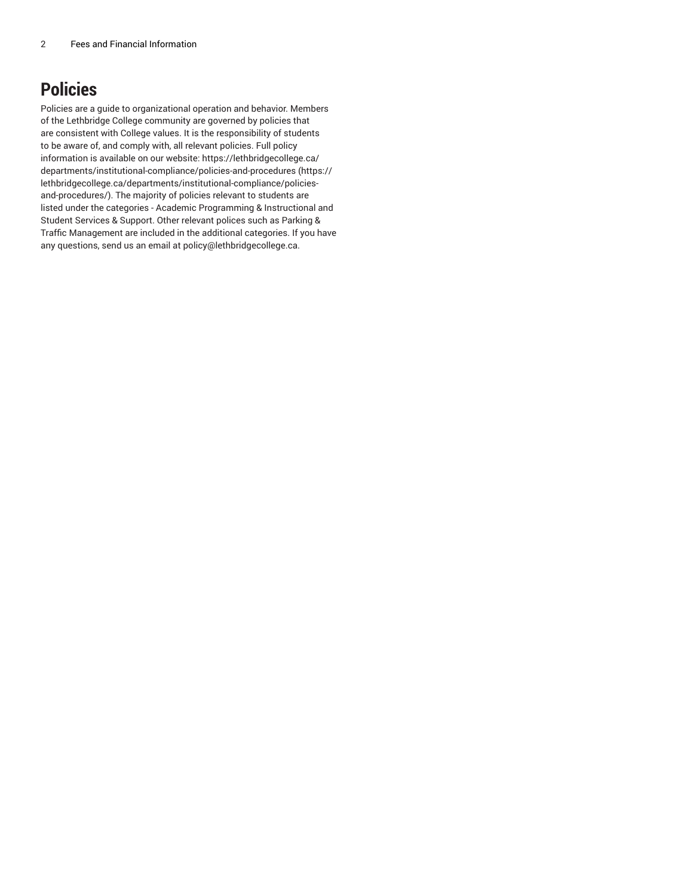# Policies

Policies are a guide to organizational operation and behavior. Members of the Lethbridge College community are governed by policies that are consistent with College values. It is the responsibility of students to be aware of, and comply with, all relevant policies. Full policy information is available on our website: https://lethbridgecollege.ca/departments/institutional-compliance/policies-and-procedures (https://lethbridgecollege.ca/departments/institutional-compliance/policies-and-procedures/). The majority of policies relevant to students are listed under the categories - Academic Programming & Instructional and Student Services & Support. Other relevant polices such as Parking & Traffic Management are included in the additional categories. If you have any questions, send us an email at policy@lethbridgecollege.ca.